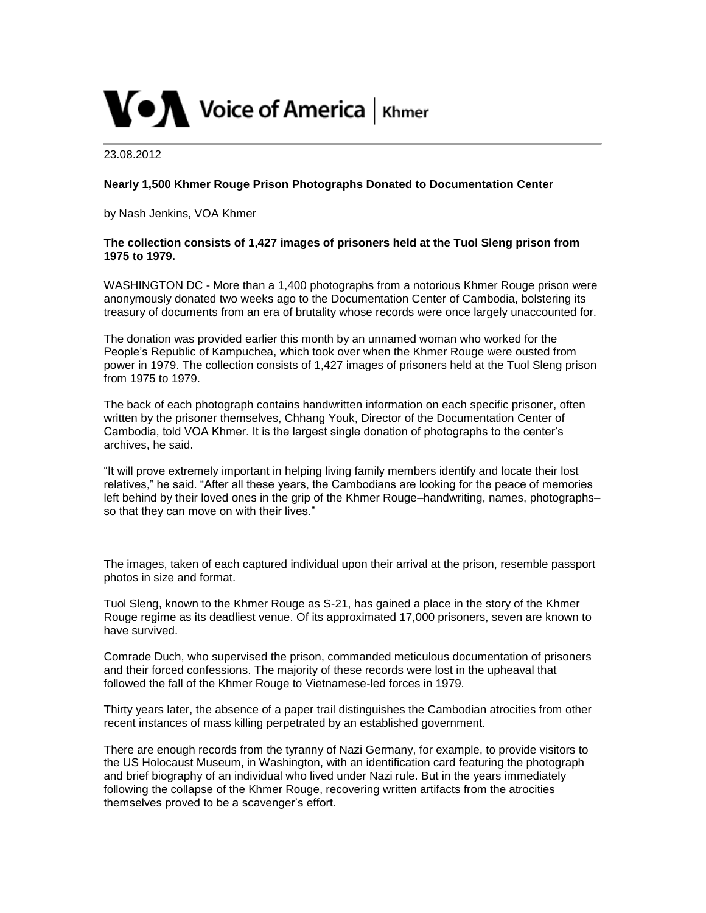Voice of America | Khmer

23.08.2012

**Nearly 1,500 Khmer Rouge Prison Photographs Donated to Documentation Center**

by Nash Jenkins, VOA Khmer

**The collection consists of 1,427 images of prisoners held at the Tuol Sleng prison from 1975 to 1979.**

WASHINGTON DC - More than a 1,400 photographs from a notorious Khmer Rouge prison were anonymously donated two weeks ago to the Documentation Center of Cambodia, bolstering its treasury of documents from an era of brutality whose records were once largely unaccounted for.

The donation was provided earlier this month by an unnamed woman who worked for the People's Republic of Kampuchea, which took over when the Khmer Rouge were ousted from power in 1979. The collection consists of 1,427 images of prisoners held at the Tuol Sleng prison from 1975 to 1979.

The back of each photograph contains handwritten information on each specific prisoner, often written by the prisoner themselves, Chhang Youk, Director of the Documentation Center of Cambodia, told VOA Khmer. It is the largest single donation of photographs to the center's archives, he said.

"It will prove extremely important in helping living family members identify and locate their lost relatives," he said. "After all these years, the Cambodians are looking for the peace of memories left behind by their loved ones in the grip of the Khmer Rouge–handwriting, names, photographs–so that they can move on with their lives."

The images, taken of each captured individual upon their arrival at the prison, resemble passport photos in size and format.

Tuol Sleng, known to the Khmer Rouge as S-21, has gained a place in the story of the Khmer Rouge regime as its deadliest venue. Of its approximated 17,000 prisoners, seven are known to have survived.

Comrade Duch, who supervised the prison, commanded meticulous documentation of prisoners and their forced confessions. The majority of these records were lost in the upheaval that followed the fall of the Khmer Rouge to Vietnamese-led forces in 1979.

Thirty years later, the absence of a paper trail distinguishes the Cambodian atrocities from other recent instances of mass killing perpetrated by an established government.

There are enough records from the tyranny of Nazi Germany, for example, to provide visitors to the US Holocaust Museum, in Washington, with an identification card featuring the photograph and brief biography of an individual who lived under Nazi rule. But in the years immediately following the collapse of the Khmer Rouge, recovering written artifacts from the atrocities themselves proved to be a scavenger's effort.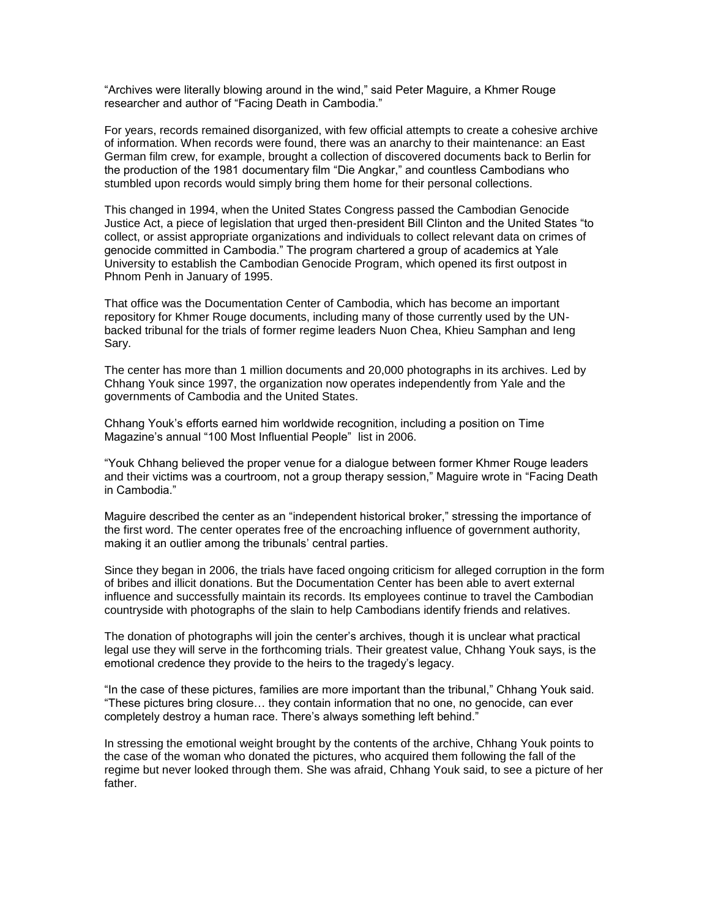"Archives were literally blowing around in the wind," said Peter Maguire, a Khmer Rouge researcher and author of "Facing Death in Cambodia."

For years, records remained disorganized, with few official attempts to create a cohesive archive of information. When records were found, there was an anarchy to their maintenance: an East German film crew, for example, brought a collection of discovered documents back to Berlin for the production of the 1981 documentary film "Die Angkar," and countless Cambodians who stumbled upon records would simply bring them home for their personal collections.

This changed in 1994, when the United States Congress passed the Cambodian Genocide Justice Act, a piece of legislation that urged then-president Bill Clinton and the United States "to collect, or assist appropriate organizations and individuals to collect relevant data on crimes of genocide committed in Cambodia." The program chartered a group of academics at Yale University to establish the Cambodian Genocide Program, which opened its first outpost in Phnom Penh in January of 1995.

That office was the Documentation Center of Cambodia, which has become an important repository for Khmer Rouge documents, including many of those currently used by the UN-backed tribunal for the trials of former regime leaders Nuon Chea, Khieu Samphan and Ieng Sary.

The center has more than 1 million documents and 20,000 photographs in its archives. Led by Chhang Youk since 1997, the organization now operates independently from Yale and the governments of Cambodia and the United States.

Chhang Youk's efforts earned him worldwide recognition, including a position on Time Magazine's annual "100 Most Influential People" list in 2006.

"Youk Chhang believed the proper venue for a dialogue between former Khmer Rouge leaders and their victims was a courtroom, not a group therapy session," Maguire wrote in "Facing Death in Cambodia."

Maguire described the center as an "independent historical broker," stressing the importance of the first word. The center operates free of the encroaching influence of government authority, making it an outlier among the tribunals' central parties.

Since they began in 2006, the trials have faced ongoing criticism for alleged corruption in the form of bribes and illicit donations. But the Documentation Center has been able to avert external influence and successfully maintain its records. Its employees continue to travel the Cambodian countryside with photographs of the slain to help Cambodians identify friends and relatives.

The donation of photographs will join the center's archives, though it is unclear what practical legal use they will serve in the forthcoming trials. Their greatest value, Chhang Youk says, is the emotional credence they provide to the heirs to the tragedy's legacy.

"In the case of these pictures, families are more important than the tribunal," Chhang Youk said. "These pictures bring closure… they contain information that no one, no genocide, can ever completely destroy a human race. There's always something left behind."

In stressing the emotional weight brought by the contents of the archive, Chhang Youk points to the case of the woman who donated the pictures, who acquired them following the fall of the regime but never looked through them. She was afraid, Chhang Youk said, to see a picture of her father.